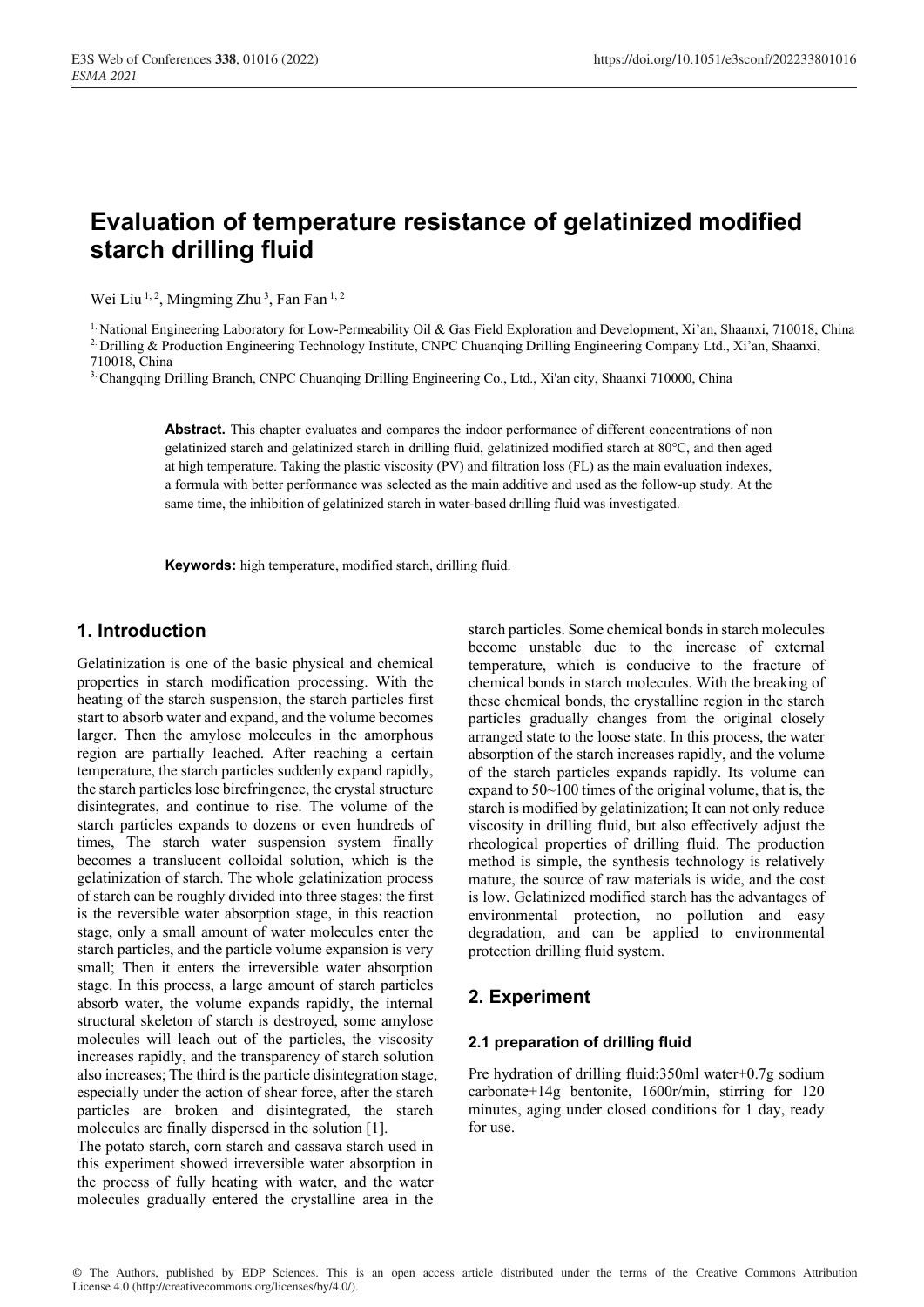# Evaluation of temperature resistance of gelatinized modified starch drilling fluid

Wei Liu [1, 2], Mingming Zhu [3], Fan Fan [1, 2]

[1] National Engineering Laboratory for Low-Permeability Oil & Gas Field Exploration and Development, Xi'an, Shaanxi, 710018, China
[2] Drilling & Production Engineering Technology Institute, CNPC Chuanqing Drilling Engineering Company Ltd., Xi'an, Shaanxi, 710018, China
[3] Changqing Drilling Branch, CNPC Chuanqing Drilling Engineering Co., Ltd., Xi'an city, Shaanxi 710000, China

**Abstract.** This chapter evaluates and compares the indoor performance of different concentrations of non gelatinized starch and gelatinized starch in drilling fluid, gelatinized modified starch at 80°C, and then aged at high temperature. Taking the plastic viscosity (PV) and filtration loss (FL) as the main evaluation indexes, a formula with better performance was selected as the main additive and used as the follow-up study. At the same time, the inhibition of gelatinized starch in water-based drilling fluid was investigated.

**Keywords:** high temperature, modified starch, drilling fluid.

## 1. Introduction

Gelatinization is one of the basic physical and chemical properties in starch modification processing. With the heating of the starch suspension, the starch particles first start to absorb water and expand, and the volume becomes larger. Then the amylose molecules in the amorphous region are partially leached. After reaching a certain temperature, the starch particles suddenly expand rapidly, the starch particles lose birefringence, the crystal structure disintegrates, and continue to rise. The volume of the starch particles expands to dozens or even hundreds of times, The starch water suspension system finally becomes a translucent colloidal solution, which is the gelatinization of starch. The whole gelatinization process of starch can be roughly divided into three stages: the first is the reversible water absorption stage, in this reaction stage, only a small amount of water molecules enter the starch particles, and the particle volume expansion is very small; Then it enters the irreversible water absorption stage. In this process, a large amount of starch particles absorb water, the volume expands rapidly, the internal structural skeleton of starch is destroyed, some amylose molecules will leach out of the particles, the viscosity increases rapidly, and the transparency of starch solution also increases; The third is the particle disintegration stage, especially under the action of shear force, after the starch particles are broken and disintegrated, the starch molecules are finally dispersed in the solution [1].

The potato starch, corn starch and cassava starch used in this experiment showed irreversible water absorption in the process of fully heating with water, and the water molecules gradually entered the crystalline area in the starch particles. Some chemical bonds in starch molecules become unstable due to the increase of external temperature, which is conducive to the fracture of chemical bonds in starch molecules. With the breaking of these chemical bonds, the crystalline region in the starch particles gradually changes from the original closely arranged state to the loose state. In this process, the water absorption of the starch increases rapidly, and the volume of the starch particles expands rapidly. Its volume can expand to 50~100 times of the original volume, that is, the starch is modified by gelatinization; It can not only reduce viscosity in drilling fluid, but also effectively adjust the rheological properties of drilling fluid. The production method is simple, the synthesis technology is relatively mature, the source of raw materials is wide, and the cost is low. Gelatinized modified starch has the advantages of environmental protection, no pollution and easy degradation, and can be applied to environmental protection drilling fluid system.

## 2. Experiment

### 2.1 preparation of drilling fluid

Pre hydration of drilling fluid:350ml water+0.7g sodium carbonate+14g bentonite, 1600r/min, stirring for 120 minutes, aging under closed conditions for 1 day, ready for use.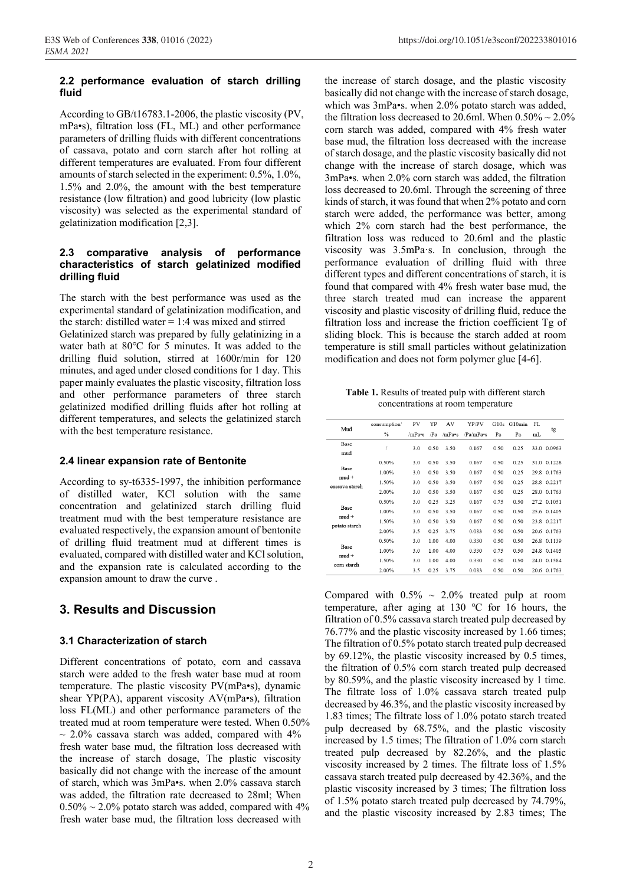### 2.2 performance evaluation of starch drilling fluid

According to GB/t16783.1-2006, the plastic viscosity (PV, mPa•s), filtration loss (FL, ML) and other performance parameters of drilling fluids with different concentrations of cassava, potato and corn starch after hot rolling at different temperatures are evaluated. From four different amounts of starch selected in the experiment: 0.5%, 1.0%, 1.5% and 2.0%, the amount with the best temperature resistance (low filtration) and good lubricity (low plastic viscosity) was selected as the experimental standard of gelatinization modification [2,3].

### 2.3 comparative analysis of performance characteristics of starch gelatinized modified drilling fluid

The starch with the best performance was used as the experimental standard of gelatinization modification, and the starch: distilled water = 1:4 was mixed and stirred

Gelatinized starch was prepared by fully gelatinizing in a water bath at 80℃ for 5 minutes. It was added to the drilling fluid solution, stirred at 1600r/min for 120 minutes, and aged under closed conditions for 1 day. This paper mainly evaluates the plastic viscosity, filtration loss and other performance parameters of three starch gelatinized modified drilling fluids after hot rolling at different temperatures, and selects the gelatinized starch with the best temperature resistance.

### 2.4 linear expansion rate of Bentonite

According to sy-t6335-1997, the inhibition performance of distilled water, KCl solution with the same concentration and gelatinized starch drilling fluid treatment mud with the best temperature resistance are evaluated respectively, the expansion amount of bentonite of drilling fluid treatment mud at different times is evaluated, compared with distilled water and KCl solution, and the expansion rate is calculated according to the expansion amount to draw the curve .

## 3. Results and Discussion

### 3.1 Characterization of starch

Different concentrations of potato, corn and cassava starch were added to the fresh water base mud at room temperature. The plastic viscosity PV(mPa•s), dynamic shear YP(PA), apparent viscosity AV(mPa•s), filtration loss FL(ML) and other performance parameters of the treated mud at room temperature were tested. When 0.50% ~ 2.0% cassava starch was added, compared with 4% fresh water base mud, the filtration loss decreased with the increase of starch dosage, The plastic viscosity basically did not change with the increase of the amount of starch, which was 3mPa•s. when 2.0% cassava starch was added, the filtration rate decreased to 28ml; When 0.50% ~ 2.0% potato starch was added, compared with 4% fresh water base mud, the filtration loss decreased with the increase of starch dosage, and the plastic viscosity basically did not change with the increase of starch dosage, which was 3mPa•s. when 2.0% potato starch was added, the filtration loss decreased to 20.6ml. When 0.50% ~ 2.0% corn starch was added, compared with 4% fresh water base mud, the filtration loss decreased with the increase of starch dosage, and the plastic viscosity basically did not change with the increase of starch dosage, which was 3mPa•s. when 2.0% corn starch was added, the filtration loss decreased to 20.6ml. Through the screening of three kinds of starch, it was found that when 2% potato and corn starch were added, the performance was better, among which 2% corn starch had the best performance, the filtration loss was reduced to 20.6ml and the plastic viscosity was 3.5mPa·s. In conclusion, through the performance evaluation of drilling fluid with three different types and different concentrations of starch, it is found that compared with 4% fresh water base mud, the three starch treated mud can increase the apparent viscosity and plastic viscosity of drilling fluid, reduce the filtration loss and increase the friction coefficient Tg of sliding block. This is because the starch added at room temperature is still small particles without gelatinization modification and does not form polymer glue [4-6].

**Table 1.** Results of treated pulp with different starch concentrations at room temperature

| Mud | consumption/ % | PV /mPa•s | YP /Pa | AV /mPa•s | YP/PV /Pa/mPa•s | G10s Pa | G10min Pa | FL mL | tg |
|---|---|---|---|---|---|---|---|---|---|
| Base mud | / | 3.0 | 0.50 | 3.50 | 0.167 | 0.50 | 0.25 | 33.0 | 0.0963 |
| Base mud + cassava starch | 0.50% | 3.0 | 0.50 | 3.50 | 0.167 | 0.50 | 0.25 | 31.0 | 0.1228 |
| | 1.00% | 3.0 | 0.50 | 3.50 | 0.167 | 0.50 | 0.25 | 29.8 | 0.1763 |
| | 1.50% | 3.0 | 0.50 | 3.50 | 0.167 | 0.50 | 0.25 | 28.8 | 0.2217 |
| | 2.00% | 3.0 | 0.50 | 3.50 | 0.167 | 0.50 | 0.25 | 28.0 | 0.1763 |
| Base mud + potato starch | 0.50% | 3.0 | 0.25 | 3.25 | 0.167 | 0.75 | 0.50 | 27.2 | 0.1051 |
| | 1.00% | 3.0 | 0.50 | 3.50 | 0.167 | 0.50 | 0.50 | 25.6 | 0.1405 |
| | 1.50% | 3.0 | 0.50 | 3.50 | 0.167 | 0.50 | 0.50 | 23.8 | 0.2217 |
| | 2.00% | 3.5 | 0.25 | 3.75 | 0.083 | 0.50 | 0.50 | 20.6 | 0.1763 |
| Base mud + corn starch | 0.50% | 3.0 | 1.00 | 4.00 | 0.330 | 0.50 | 0.50 | 26.8 | 0.1139 |
| | 1.00% | 3.0 | 1.00 | 4.00 | 0.330 | 0.75 | 0.50 | 24.8 | 0.1405 |
| | 1.50% | 3.0 | 1.00 | 4.00 | 0.330 | 0.50 | 0.50 | 24.0 | 0.1584 |
| | 2.00% | 3.5 | 0.25 | 3.75 | 0.083 | 0.50 | 0.50 | 20.6 | 0.1763 |

Compared with 0.5% ~ 2.0% treated pulp at room temperature, after aging at 130 ℃ for 16 hours, the filtration of 0.5% cassava starch treated pulp decreased by 76.77% and the plastic viscosity increased by 1.66 times; The filtration of 0.5% potato starch treated pulp decreased by 69.12%, the plastic viscosity increased by 0.5 times, the filtration of 0.5% corn starch treated pulp decreased by 80.59%, and the plastic viscosity increased by 1 time. The filtrate loss of 1.0% cassava starch treated pulp decreased by 46.3%, and the plastic viscosity increased by 1.83 times; The filtrate loss of 1.0% potato starch treated pulp decreased by 68.75%, and the plastic viscosity increased by 1.5 times; The filtration of 1.0% corn starch treated pulp decreased by 82.26%, and the plastic viscosity increased by 2 times. The filtrate loss of 1.5% cassava starch treated pulp decreased by 42.36%, and the plastic viscosity increased by 3 times; The filtration loss of 1.5% potato starch treated pulp decreased by 74.79%, and the plastic viscosity increased by 2.83 times; The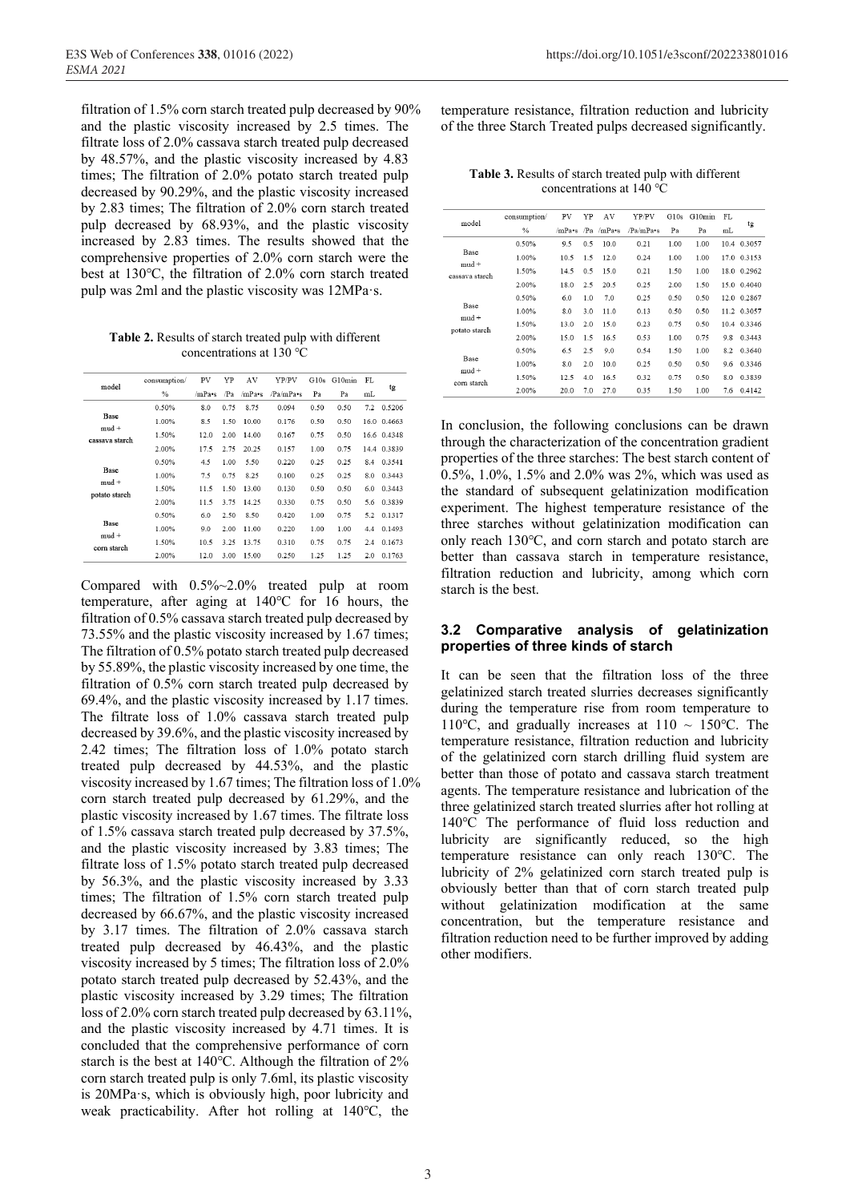filtration of 1.5% corn starch treated pulp decreased by 90% and the plastic viscosity increased by 2.5 times. The filtrate loss of 2.0% cassava starch treated pulp decreased by 48.57%, and the plastic viscosity increased by 4.83 times; The filtration of 2.0% potato starch treated pulp decreased by 90.29%, and the plastic viscosity increased by 2.83 times; The filtration of 2.0% corn starch treated pulp decreased by 68.93%, and the plastic viscosity increased by 2.83 times. The results showed that the comprehensive properties of 2.0% corn starch were the best at 130℃, the filtration of 2.0% corn starch treated pulp was 2ml and the plastic viscosity was 12MPa·s.

**Table 2.** Results of starch treated pulp with different concentrations at 130 ℃

| model | consumption/ % | PV /mPa•s | YP /Pa | AV /mPa•s | YP/PV /Pa/mPa•s | G10s Pa | G10min Pa | FL mL | tg |
|---|---|---|---|---|---|---|---|---|---|
| Base mud + cassava starch | 0.50% | 8.0 | 0.75 | 8.75 | 0.094 | 0.50 | 0.50 | 7.2 | 0.5206 |
| | 1.00% | 8.5 | 1.50 | 10.00 | 0.176 | 0.50 | 0.50 | 16.0 | 0.4663 |
| | 1.50% | 12.0 | 2.00 | 14.00 | 0.167 | 0.75 | 0.50 | 16.6 | 0.4348 |
| | 2.00% | 17.5 | 2.75 | 20.25 | 0.157 | 1.00 | 0.75 | 14.4 | 0.3839 |
| Base mud + potato starch | 0.50% | 4.5 | 1.00 | 5.50 | 0.220 | 0.25 | 0.25 | 8.4 | 0.3541 |
| | 1.00% | 7.5 | 0.75 | 8.25 | 0.100 | 0.25 | 0.25 | 8.0 | 0.3443 |
| | 1.50% | 11.5 | 1.50 | 13.00 | 0.130 | 0.50 | 0.50 | 6.0 | 0.3443 |
| | 2.00% | 11.5 | 3.75 | 14.25 | 0.330 | 0.75 | 0.50 | 5.6 | 0.3839 |
| Base mud + corn starch | 0.50% | 6.0 | 2.50 | 8.50 | 0.420 | 1.00 | 0.75 | 5.2 | 0.1317 |
| | 1.00% | 9.0 | 2.00 | 11.00 | 0.220 | 1.00 | 1.00 | 4.4 | 0.1493 |
| | 1.50% | 10.5 | 3.25 | 13.75 | 0.310 | 0.75 | 0.75 | 2.4 | 0.1673 |
| | 2.00% | 12.0 | 3.00 | 15.00 | 0.250 | 1.25 | 1.25 | 2.0 | 0.1763 |

Compared with 0.5%~2.0% treated pulp at room temperature, after aging at 140℃ for 16 hours, the filtration of 0.5% cassava starch treated pulp decreased by 73.55% and the plastic viscosity increased by 1.67 times; The filtration of 0.5% potato starch treated pulp decreased by 55.89%, the plastic viscosity increased by one time, the filtration of 0.5% corn starch treated pulp decreased by 69.4%, and the plastic viscosity increased by 1.17 times. The filtrate loss of 1.0% cassava starch treated pulp decreased by 39.6%, and the plastic viscosity increased by 2.42 times; The filtration loss of 1.0% potato starch treated pulp decreased by 44.53%, and the plastic viscosity increased by 1.67 times; The filtration loss of 1.0% corn starch treated pulp decreased by 61.29%, and the plastic viscosity increased by 1.67 times. The filtrate loss of 1.5% cassava starch treated pulp decreased by 37.5%, and the plastic viscosity increased by 3.83 times; The filtrate loss of 1.5% potato starch treated pulp decreased by 56.3%, and the plastic viscosity increased by 3.33 times; The filtration of 1.5% corn starch treated pulp decreased by 66.67%, and the plastic viscosity increased by 3.17 times. The filtration of 2.0% cassava starch treated pulp decreased by 46.43%, and the plastic viscosity increased by 5 times; The filtration loss of 2.0% potato starch treated pulp decreased by 52.43%, and the plastic viscosity increased by 3.29 times; The filtration loss of 2.0% corn starch treated pulp decreased by 63.11%, and the plastic viscosity increased by 4.71 times. It is concluded that the comprehensive performance of corn starch is the best at 140℃. Although the filtration of 2% corn starch treated pulp is only 7.6ml, its plastic viscosity is 20MPa·s, which is obviously high, poor lubricity and weak practicability. After hot rolling at 140℃, the temperature resistance, filtration reduction and lubricity of the three Starch Treated pulps decreased significantly.

**Table 3.** Results of starch treated pulp with different concentrations at 140 ℃

| model | consumption/ % | PV /mPa•s | YP /Pa | AV /mPa•s | YP/PV /Pa/mPa•s | G10s Pa | G10min Pa | FL mL | tg |
|---|---|---|---|---|---|---|---|---|---|
| Base mud + cassava starch | 0.50% | 9.5 | 0.5 | 10.0 | 0.21 | 1.00 | 1.00 | 10.4 | 0.3057 |
| | 1.00% | 10.5 | 1.5 | 12.0 | 0.24 | 1.00 | 1.00 | 17.0 | 0.3153 |
| | 1.50% | 14.5 | 0.5 | 15.0 | 0.21 | 1.50 | 1.00 | 18.0 | 0.2962 |
| | 2.00% | 18.0 | 2.5 | 20.5 | 0.25 | 2.00 | 1.50 | 15.0 | 0.4040 |
| Base mud + potato starch | 0.50% | 6.0 | 1.0 | 7.0 | 0.25 | 0.50 | 0.50 | 12.0 | 0.2867 |
| | 1.00% | 8.0 | 3.0 | 11.0 | 0.13 | 0.50 | 0.50 | 11.2 | 0.3057 |
| | 1.50% | 13.0 | 2.0 | 15.0 | 0.23 | 0.75 | 0.50 | 10.4 | 0.3346 |
| | 2.00% | 15.0 | 1.5 | 16.5 | 0.53 | 1.00 | 0.75 | 9.8 | 0.3443 |
| Base mud + corn starch | 0.50% | 6.5 | 2.5 | 9.0 | 0.54 | 1.50 | 1.00 | 8.2 | 0.3640 |
| | 1.00% | 8.0 | 2.0 | 10.0 | 0.25 | 0.50 | 0.50 | 9.6 | 0.3346 |
| | 1.50% | 12.5 | 4.0 | 16.5 | 0.32 | 0.75 | 0.50 | 8.0 | 0.3839 |
| | 2.00% | 20.0 | 7.0 | 27.0 | 0.35 | 1.50 | 1.00 | 7.6 | 0.4142 |

In conclusion, the following conclusions can be drawn through the characterization of the concentration gradient properties of the three starches: The best starch content of 0.5%, 1.0%, 1.5% and 2.0% was 2%, which was used as the standard of subsequent gelatinization modification experiment. The highest temperature resistance of the three starches without gelatinization modification can only reach 130℃, and corn starch and potato starch are better than cassava starch in temperature resistance, filtration reduction and lubricity, among which corn starch is the best.

### 3.2 Comparative analysis of gelatinization properties of three kinds of starch

It can be seen that the filtration loss of the three gelatinized starch treated slurries decreases significantly during the temperature rise from room temperature to 110℃, and gradually increases at 110 ~ 150℃. The temperature resistance, filtration reduction and lubricity of the gelatinized corn starch drilling fluid system are better than those of potato and cassava starch treatment agents. The temperature resistance and lubrication of the three gelatinized starch treated slurries after hot rolling at 140℃ The performance of fluid loss reduction and lubricity are significantly reduced, so the high temperature resistance can only reach 130℃. The lubricity of 2% gelatinized corn starch treated pulp is obviously better than that of corn starch treated pulp without gelatinization modification at the same concentration, but the temperature resistance and filtration reduction need to be further improved by adding other modifiers.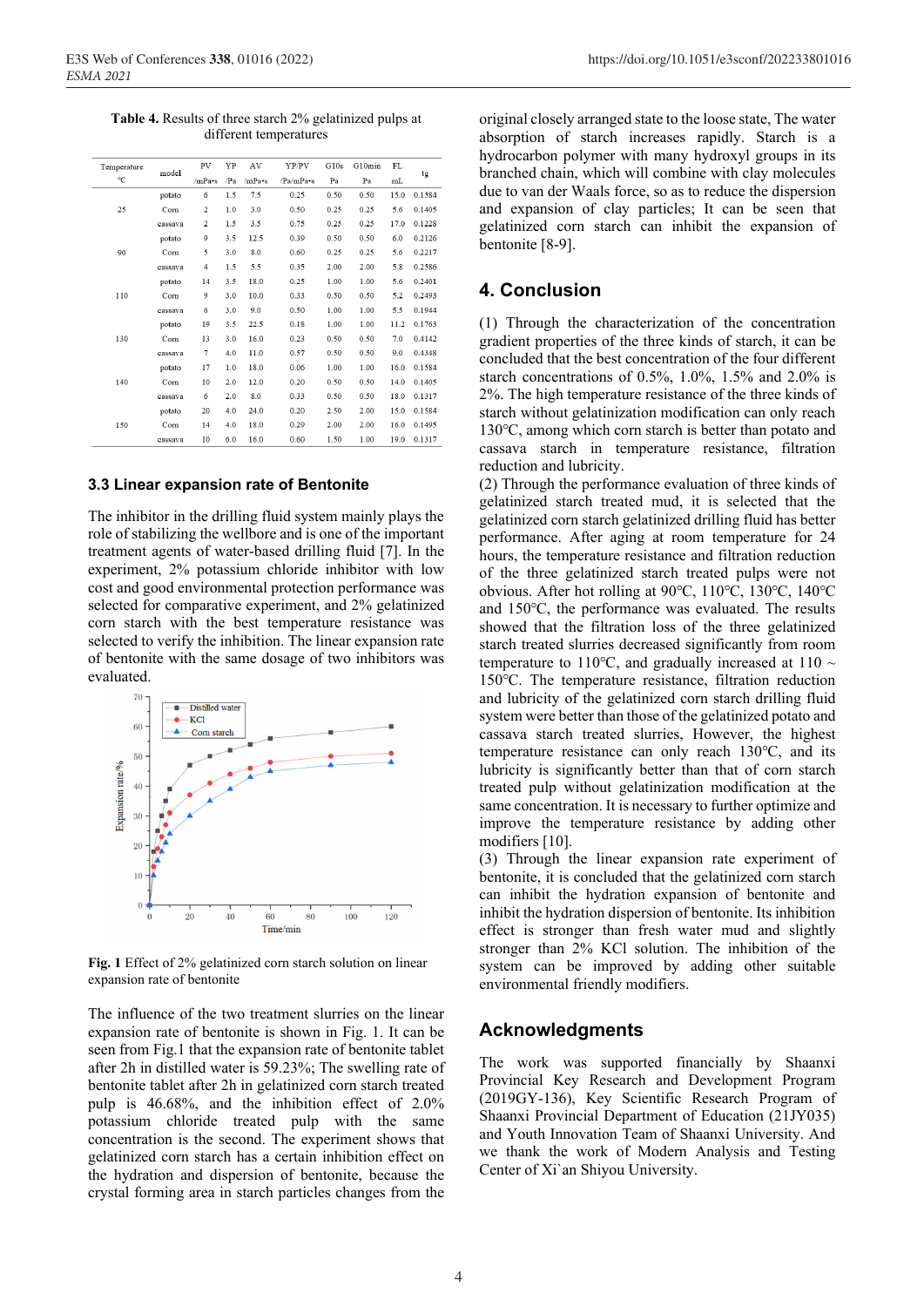**Table 4.** Results of three starch 2% gelatinized pulps at different temperatures

| Temperature ℃ | model | PV /mPa•s | YP /Pa | AV /mPa•s | YP/PV /Pa/mPa•s | G10s Pa | G10min Pa | FL mL | tg |
|---|---|---|---|---|---|---|---|---|---|
| 25 | potato | 6 | 1.5 | 7.5 | 0.25 | 0.50 | 0.50 | 15.0 | 0.1584 |
| | Corn | 2 | 1.0 | 3.0 | 0.50 | 0.25 | 0.25 | 5.6 | 0.1405 |
| | cassava | 2 | 1.5 | 3.5 | 0.75 | 0.25 | 0.25 | 17.0 | 0.1228 |
| 90 | potato | 9 | 3.5 | 12.5 | 0.39 | 0.50 | 0.50 | 6.0 | 0.2126 |
| | Corn | 5 | 3.0 | 8.0 | 0.60 | 0.25 | 0.25 | 5.6 | 0.2217 |
| | cassava | 4 | 1.5 | 5.5 | 0.35 | 2.00 | 2.00 | 5.8 | 0.2586 |
| 110 | potato | 14 | 3.5 | 18.0 | 0.25 | 1.00 | 1.00 | 5.6 | 0.2401 |
| | Corn | 9 | 3.0 | 10.0 | 0.33 | 0.50 | 0.50 | 5.2 | 0.2493 |
| | cassava | 6 | 3.0 | 9.0 | 0.50 | 1.00 | 1.00 | 5.5 | 0.1944 |
| 130 | potato | 19 | 3.5 | 22.5 | 0.18 | 1.00 | 1.00 | 11.2 | 0.1763 |
| | Corn | 13 | 3.0 | 16.0 | 0.23 | 0.50 | 0.50 | 7.0 | 0.4142 |
| | cassava | 7 | 4.0 | 11.0 | 0.57 | 0.50 | 0.50 | 9.0 | 0.4348 |
| 140 | potato | 17 | 1.0 | 18.0 | 0.06 | 1.00 | 1.00 | 16.0 | 0.1584 |
| | Corn | 10 | 2.0 | 12.0 | 0.20 | 0.50 | 0.50 | 14.0 | 0.1405 |
| | cassava | 6 | 2.0 | 8.0 | 0.33 | 0.50 | 0.50 | 18.0 | 0.1317 |
| 150 | potato | 20 | 4.0 | 24.0 | 0.20 | 2.50 | 2.00 | 15.0 | 0.1584 |
| | Corn | 14 | 4.0 | 18.0 | 0.29 | 2.00 | 2.00 | 16.0 | 0.1495 |
| | cassava | 10 | 6.0 | 16.0 | 0.60 | 1.50 | 1.00 | 19.0 | 0.1317 |

### 3.3 Linear expansion rate of Bentonite

The inhibitor in the drilling fluid system mainly plays the role of stabilizing the wellbore and is one of the important treatment agents of water-based drilling fluid [7]. In the experiment, 2% potassium chloride inhibitor with low cost and good environmental protection performance was selected for comparative experiment, and 2% gelatinized corn starch with the best temperature resistance was selected to verify the inhibition. The linear expansion rate of bentonite with the same dosage of two inhibitors was evaluated.

**Fig. 1** Effect of 2% gelatinized corn starch solution on linear expansion rate of bentonite

The influence of the two treatment slurries on the linear expansion rate of bentonite is shown in Fig. 1. It can be seen from Fig.1 that the expansion rate of bentonite tablet after 2h in distilled water is 59.23%; The swelling rate of bentonite tablet after 2h in gelatinized corn starch treated pulp is 46.68%, and the inhibition effect of 2.0% potassium chloride treated pulp with the same concentration is the second. The experiment shows that gelatinized corn starch has a certain inhibition effect on the hydration and dispersion of bentonite, because the crystal forming area in starch particles changes from the original closely arranged state to the loose state, The water absorption of starch increases rapidly. Starch is a hydrocarbon polymer with many hydroxyl groups in its branched chain, which will combine with clay molecules due to van der Waals force, so as to reduce the dispersion and expansion of clay particles; It can be seen that gelatinized corn starch can inhibit the expansion of bentonite [8-9].

## 4. Conclusion

(1) Through the characterization of the concentration gradient properties of the three kinds of starch, it can be concluded that the best concentration of the four different starch concentrations of 0.5%, 1.0%, 1.5% and 2.0% is 2%. The high temperature resistance of the three kinds of starch without gelatinization modification can only reach 130℃, among which corn starch is better than potato and cassava starch in temperature resistance, filtration reduction and lubricity.

(2) Through the performance evaluation of three kinds of gelatinized starch treated mud, it is selected that the gelatinized corn starch gelatinized drilling fluid has better performance. After aging at room temperature for 24 hours, the temperature resistance and filtration reduction of the three gelatinized starch treated pulps were not obvious. After hot rolling at 90℃, 110℃, 130℃, 140℃ and 150℃, the performance was evaluated. The results showed that the filtration loss of the three gelatinized starch treated slurries decreased significantly from room temperature to 110℃, and gradually increased at 110 ~ 150℃. The temperature resistance, filtration reduction and lubricity of the gelatinized corn starch drilling fluid system were better than those of the gelatinized potato and cassava starch treated slurries, However, the highest temperature resistance can only reach 130℃, and its lubricity is significantly better than that of corn starch treated pulp without gelatinization modification at the same concentration. It is necessary to further optimize and improve the temperature resistance by adding other modifiers [10].

(3) Through the linear expansion rate experiment of bentonite, it is concluded that the gelatinized corn starch can inhibit the hydration expansion of bentonite and inhibit the hydration dispersion of bentonite. Its inhibition effect is stronger than fresh water mud and slightly stronger than 2% KCl solution. The inhibition of the system can be improved by adding other suitable environmental friendly modifiers.

## Acknowledgments

The work was supported financially by Shaanxi Provincial Key Research and Development Program (2019GY-136), Key Scientific Research Program of Shaanxi Provincial Department of Education (21JY035) and Youth Innovation Team of Shaanxi University. And we thank the work of Modern Analysis and Testing Center of Xi'an Shiyou University.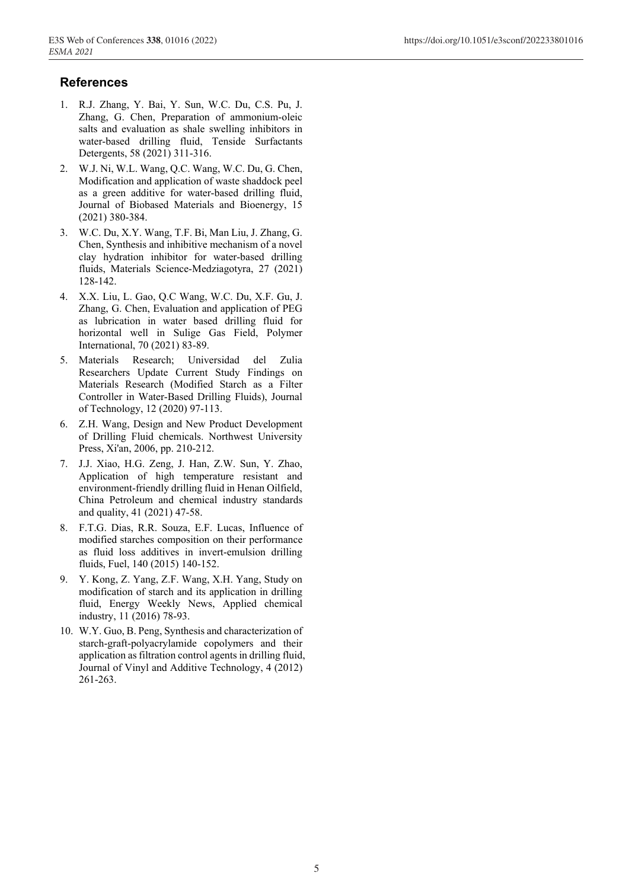## References

1. R.J. Zhang, Y. Bai, Y. Sun, W.C. Du, C.S. Pu, J. Zhang, G. Chen, Preparation of ammonium-oleic salts and evaluation as shale swelling inhibitors in water-based drilling fluid, Tenside Surfactants Detergents, 58 (2021) 311-316.
2. W.J. Ni, W.L. Wang, Q.C. Wang, W.C. Du, G. Chen, Modification and application of waste shaddock peel as a green additive for water-based drilling fluid, Journal of Biobased Materials and Bioenergy, 15 (2021) 380-384.
3. W.C. Du, X.Y. Wang, T.F. Bi, Man Liu, J. Zhang, G. Chen, Synthesis and inhibitive mechanism of a novel clay hydration inhibitor for water-based drilling fluids, Materials Science-Medziagotyra, 27 (2021) 128-142.
4. X.X. Liu, L. Gao, Q.C Wang, W.C. Du, X.F. Gu, J. Zhang, G. Chen, Evaluation and application of PEG as lubrication in water based drilling fluid for horizontal well in Sulige Gas Field, Polymer International, 70 (2021) 83-89.
5. Materials Research; Universidad del Zulia Researchers Update Current Study Findings on Materials Research (Modified Starch as a Filter Controller in Water-Based Drilling Fluids), Journal of Technology, 12 (2020) 97-113.
6. Z.H. Wang, Design and New Product Development of Drilling Fluid chemicals. Northwest University Press, Xi'an, 2006, pp. 210-212.
7. J.J. Xiao, H.G. Zeng, J. Han, Z.W. Sun, Y. Zhao, Application of high temperature resistant and environment-friendly drilling fluid in Henan Oilfield, China Petroleum and chemical industry standards and quality, 41 (2021) 47-58.
8. F.T.G. Dias, R.R. Souza, E.F. Lucas, Influence of modified starches composition on their performance as fluid loss additives in invert-emulsion drilling fluids, Fuel, 140 (2015) 140-152.
9. Y. Kong, Z. Yang, Z.F. Wang, X.H. Yang, Study on modification of starch and its application in drilling fluid, Energy Weekly News, Applied chemical industry, 11 (2016) 78-93.
10. W.Y. Guo, B. Peng, Synthesis and characterization of starch-graft-polyacrylamide copolymers and their application as filtration control agents in drilling fluid, Journal of Vinyl and Additive Technology, 4 (2012) 261-263.